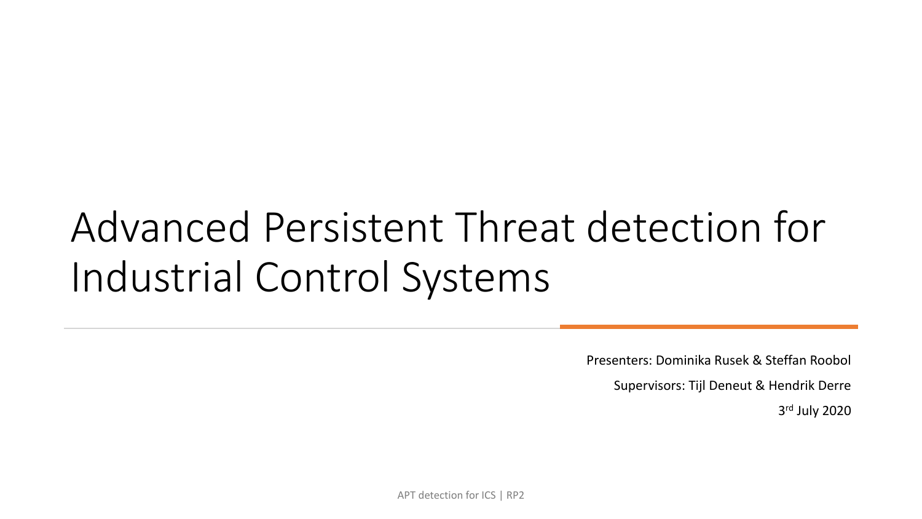# Advanced Persistent Threat detection for Industrial Control Systems

Presenters: Dominika Rusek & Steffan Roobol

Supervisors: Tijl Deneut & Hendrik Derre

3rd July 2020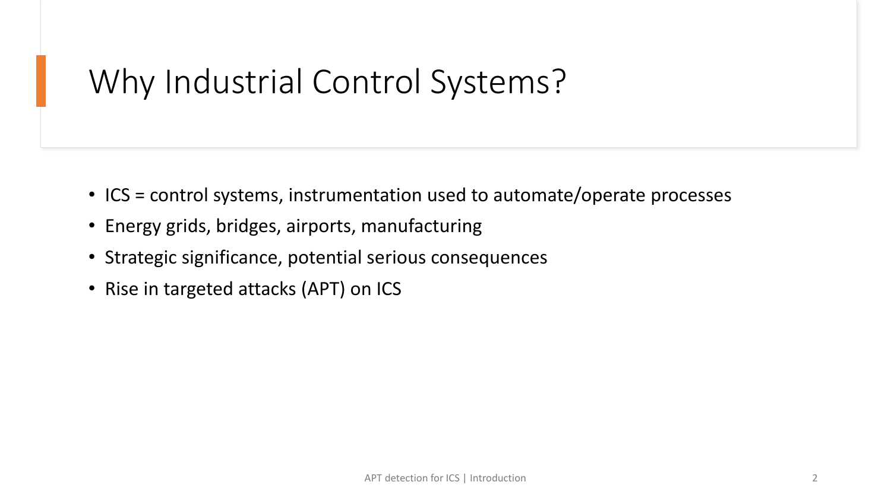# Why Industrial Control Systems?

- ICS = control systems, instrumentation used to automate/operate processes
- Energy grids, bridges, airports, manufacturing
- Strategic significance, potential serious consequences
- Rise in targeted attacks (APT) on ICS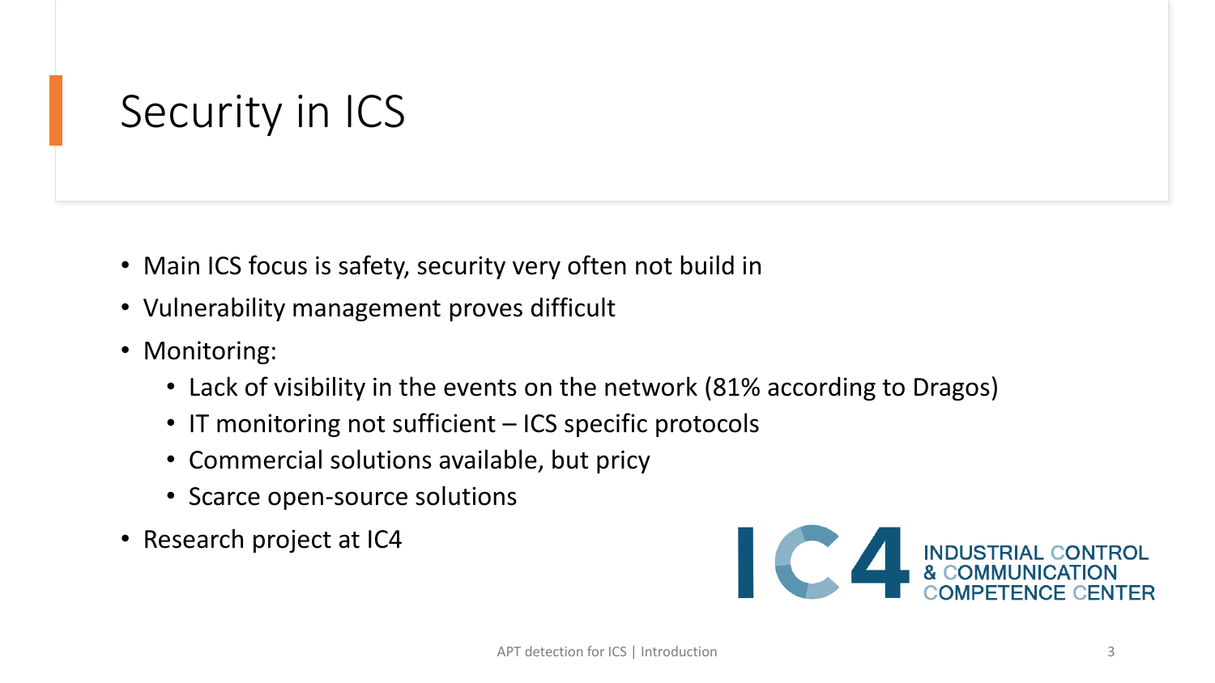# Security in ICS

- Main ICS focus is safety, security very often not build in
- Vulnerability management proves difficult
- Monitoring:
  - Lack of visibility in the events on the network (81% according to Dragos)
  - IT monitoring not sufficient – ICS specific protocols
  - Commercial solutions available, but pricy
  - Scarce open-source solutions
- Research project at IC4

IC4 INDUSTRIAL CONTROL & COMMUNICATION COMPETENCE CENTER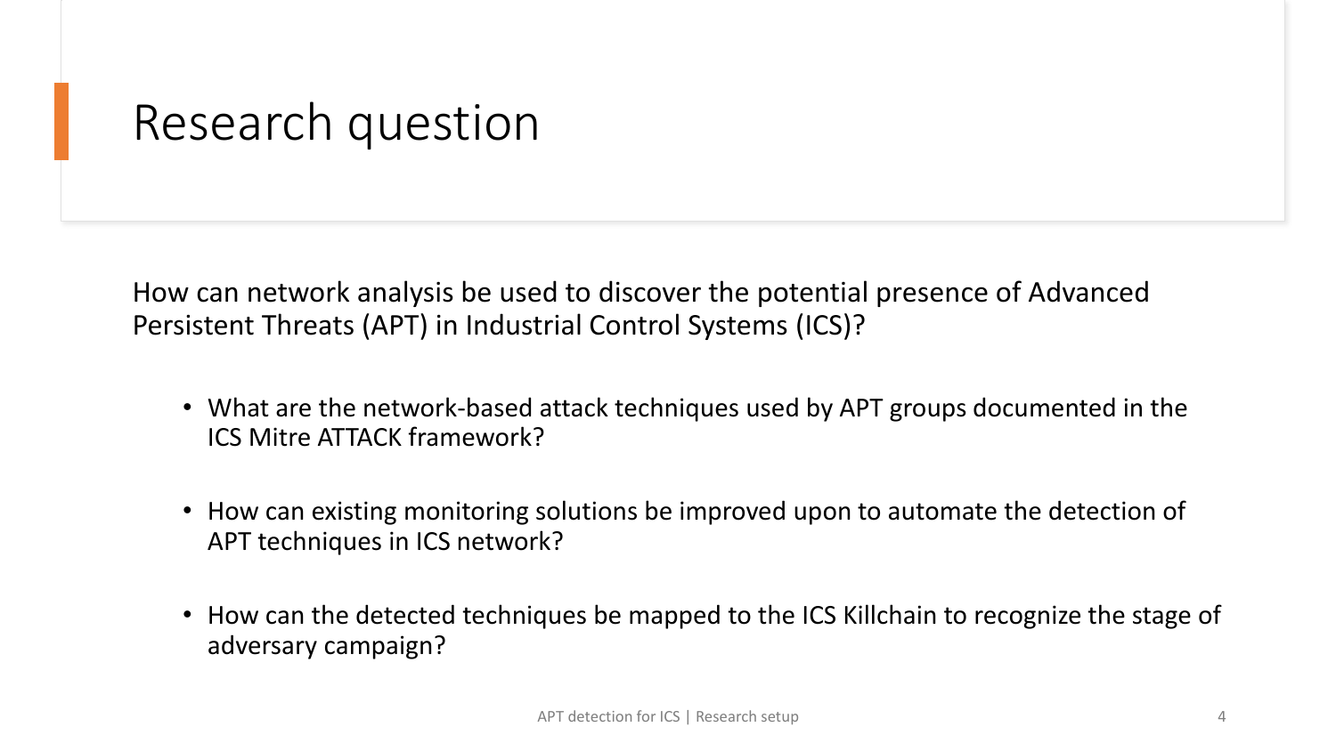# Research question

How can network analysis be used to discover the potential presence of Advanced Persistent Threats (APT) in Industrial Control Systems (ICS)?

- What are the network-based attack techniques used by APT groups documented in the ICS Mitre ATTACK framework?
- How can existing monitoring solutions be improved upon to automate the detection of APT techniques in ICS network?
- How can the detected techniques be mapped to the ICS Killchain to recognize the stage of adversary campaign?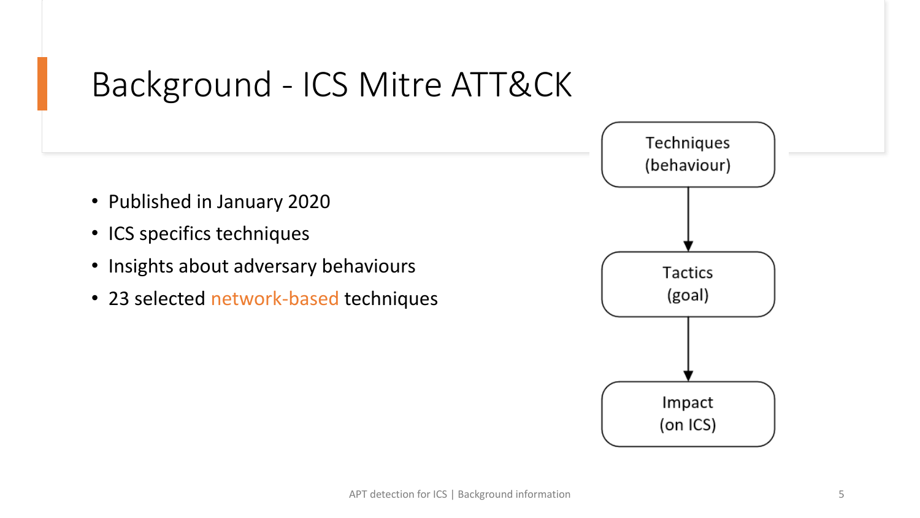# Background - ICS Mitre ATT&CK

- Published in January 2020
- ICS specifics techniques
- Insights about adversary behaviours
- 23 selected network-based techniques

Techniques (behaviour) → Tactics (goal) → Impact (on ICS)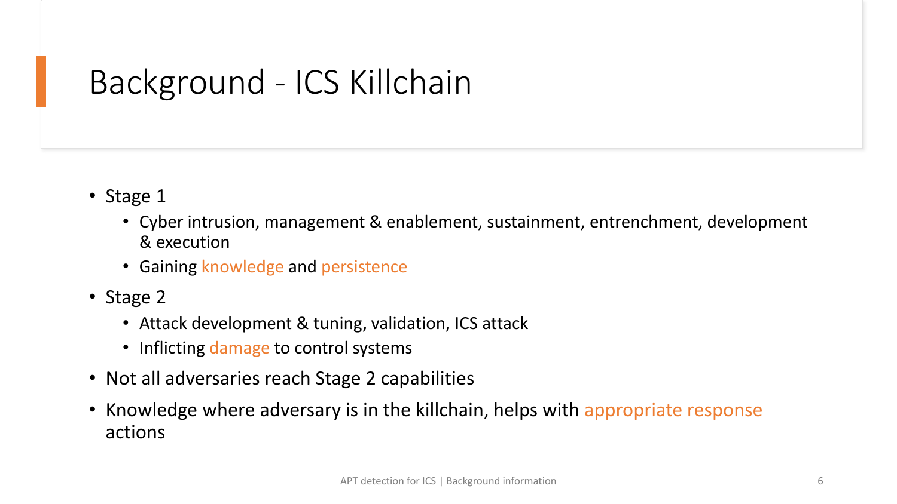# Background - ICS Killchain

- Stage 1
  - Cyber intrusion, management & enablement, sustainment, entrenchment, development & execution
  - Gaining knowledge and persistence
- Stage 2
  - Attack development & tuning, validation, ICS attack
  - Inflicting damage to control systems
- Not all adversaries reach Stage 2 capabilities
- Knowledge where adversary is in the killchain, helps with appropriate response actions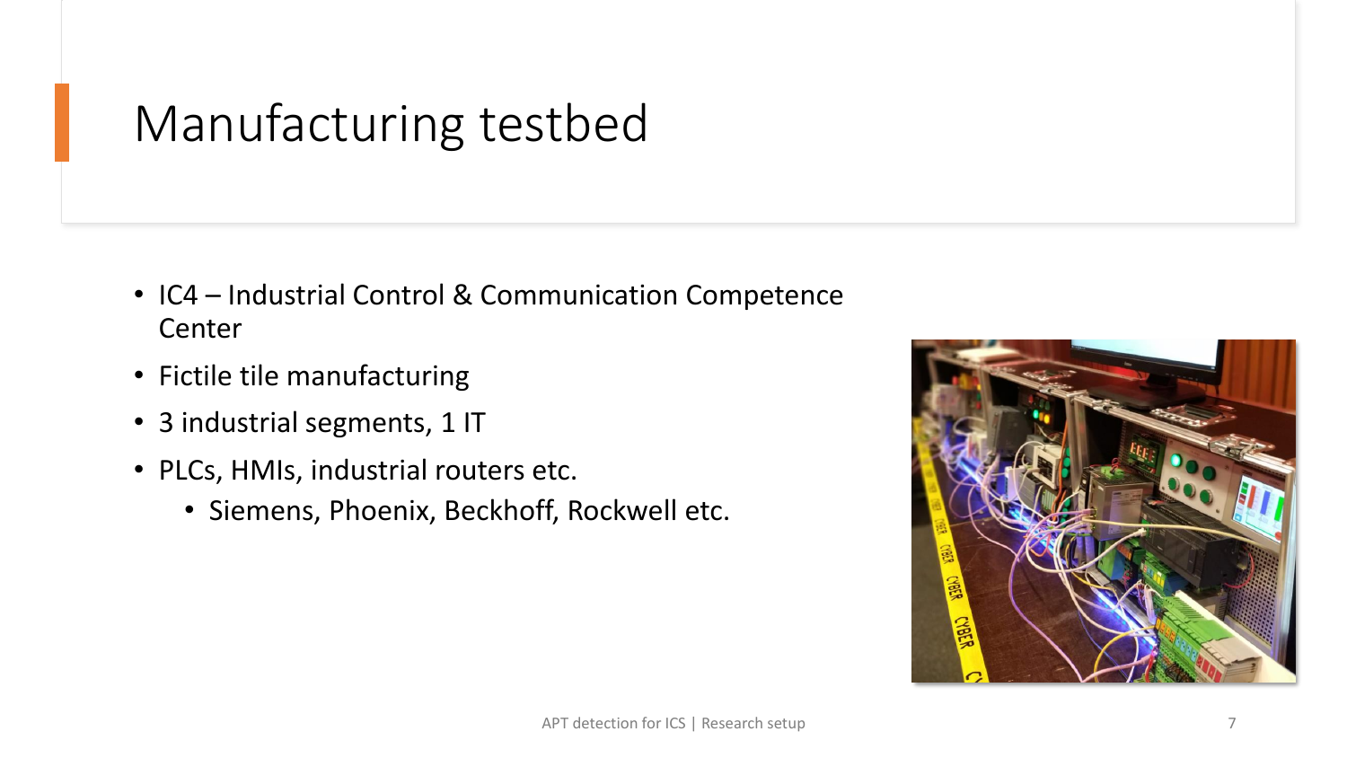# Manufacturing testbed

- IC4 – Industrial Control & Communication Competence Center
- Fictile tile manufacturing
- 3 industrial segments, 1 IT
- PLCs, HMIs, industrial routers etc.
  - Siemens, Phoenix, Beckhoff, Rockwell etc.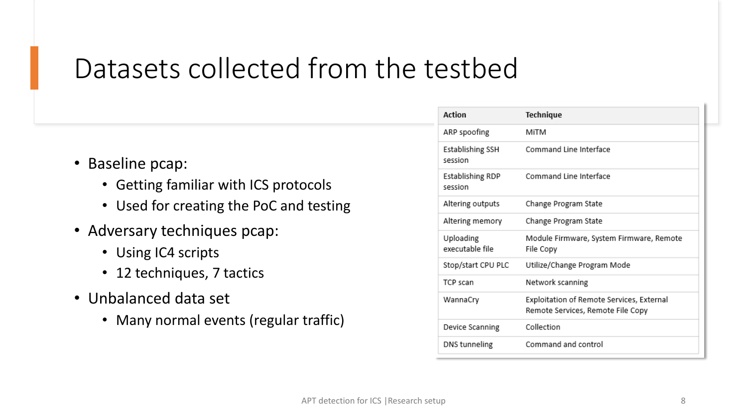# Datasets collected from the testbed

- Baseline pcap:
  - Getting familiar with ICS protocols
  - Used for creating the PoC and testing
- Adversary techniques pcap:
  - Using IC4 scripts
  - 12 techniques, 7 tactics
- Unbalanced data set
  - Many normal events (regular traffic)

| Action | Technique |
| --- | --- |
| ARP spoofing | MiTM |
| Establishing SSH session | Command Line Interface |
| Establishing RDP session | Command Line Interface |
| Altering outputs | Change Program State |
| Altering memory | Change Program State |
| Uploading executable file | Module Firmware, System Firmware, Remote File Copy |
| Stop/start CPU PLC | Utilize/Change Program Mode |
| TCP scan | Network scanning |
| WannaCry | Exploitation of Remote Services, External Remote Services, Remote File Copy |
| Device Scanning | Collection |
| DNS tunneling | Command and control |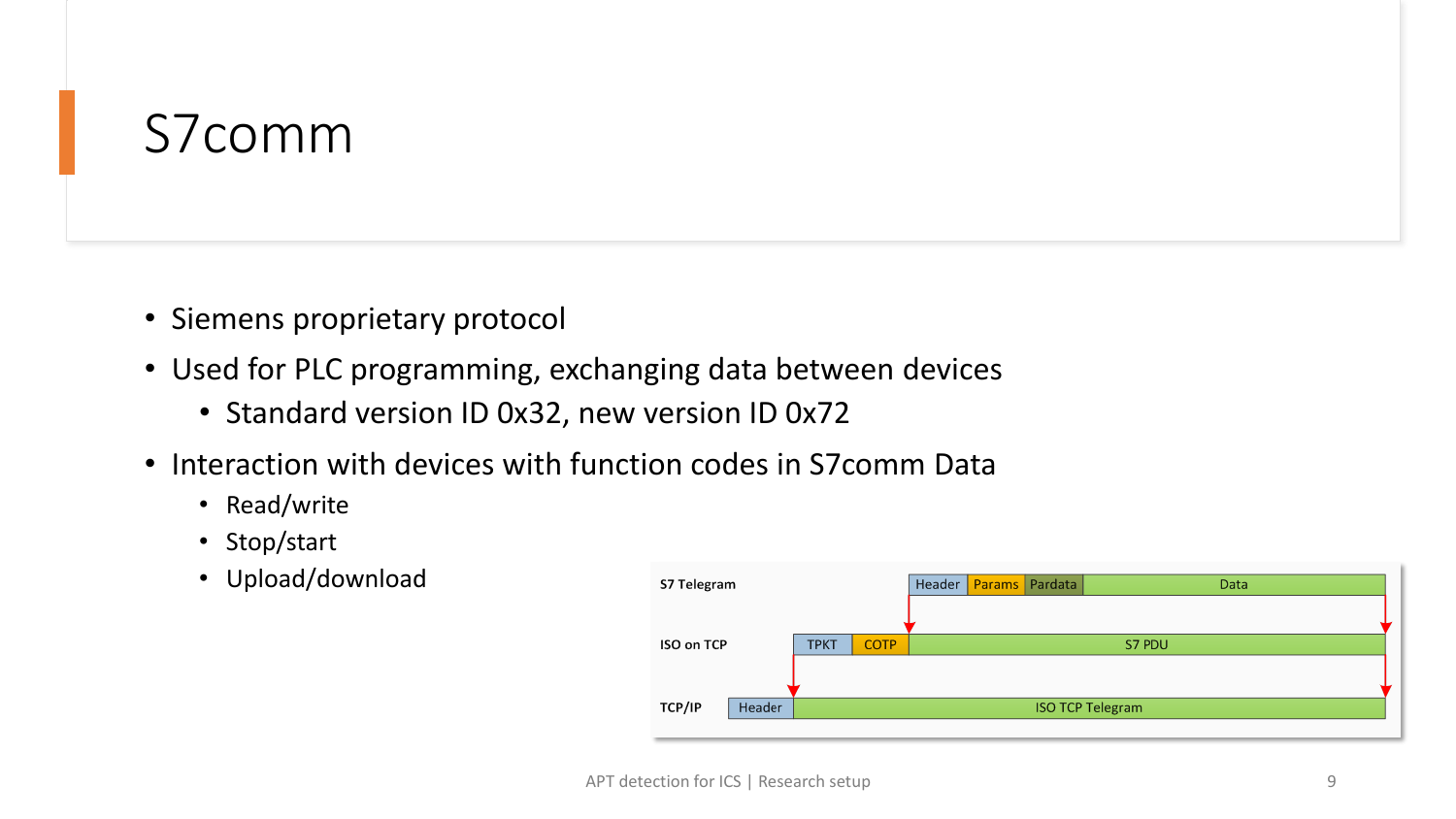# S7comm

- Siemens proprietary protocol
- Used for PLC programming, exchanging data between devices
  - Standard version ID 0x32, new version ID 0x72
- Interaction with devices with function codes in S7comm Data
  - Read/write
  - Stop/start
  - Upload/download

| | | | | | | |
|---|---|---|---|---|---|---|
| S7 Telegram | | | Header | Params | Pardata | Data |
| ISO on TCP | | TPKT | COTP | S7 PDU | | |
| TCP/IP | Header | ISO TCP Telegram | | | | |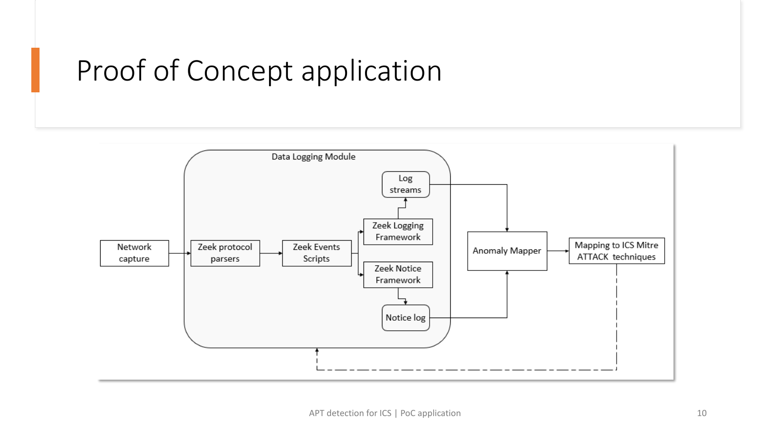# Proof of Concept application

Data Logging Module

Network capture

Zeek protocol parsers

Zeek Events Scripts

Zeek Logging Framework

Log streams

Zeek Notice Framework

Notice log

Anomaly Mapper

Mapping to ICS Mitre ATTACK techniques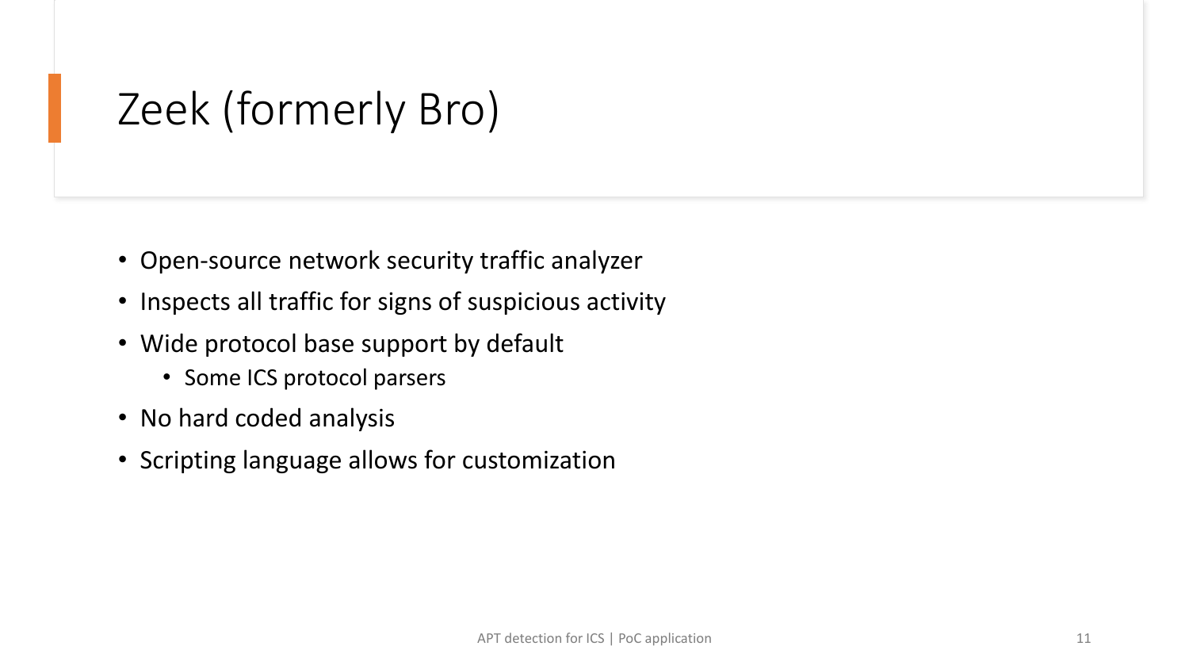# Zeek (formerly Bro)

- Open-source network security traffic analyzer
- Inspects all traffic for signs of suspicious activity
- Wide protocol base support by default
  - Some ICS protocol parsers
- No hard coded analysis
- Scripting language allows for customization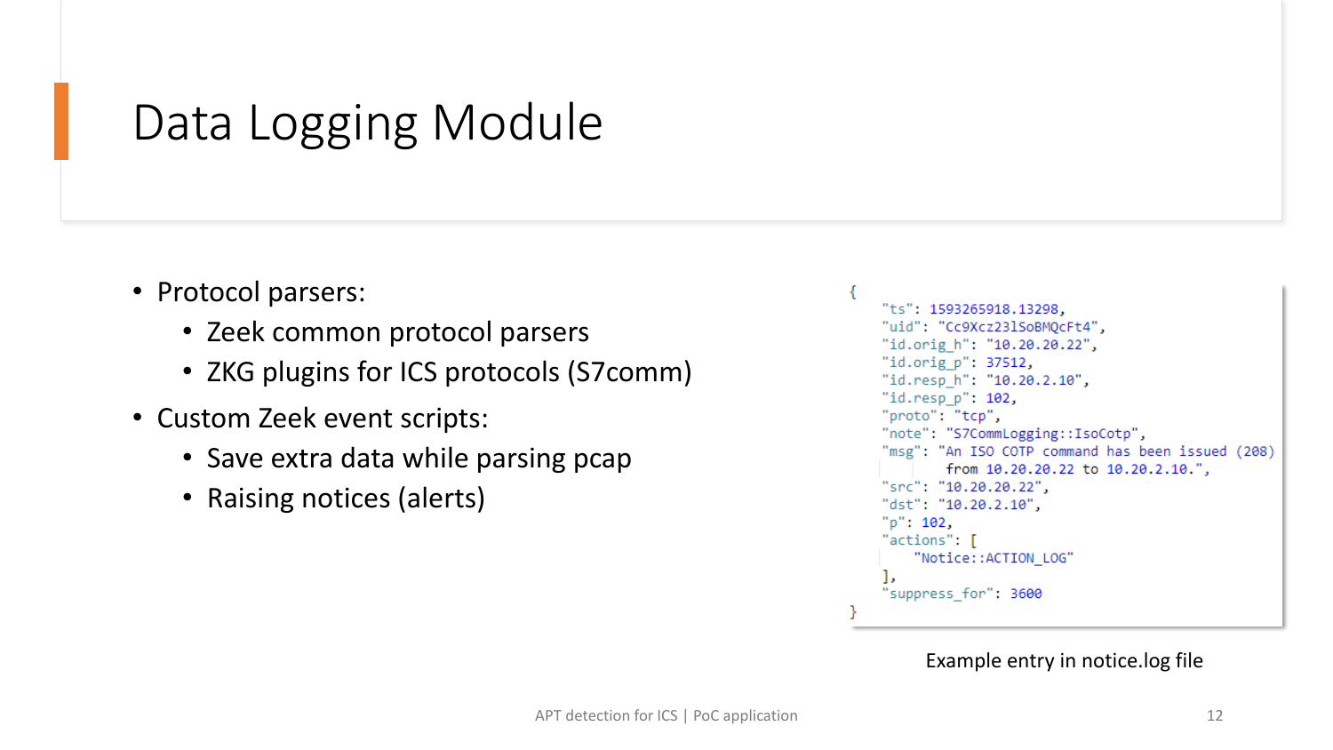# Data Logging Module

- Protocol parsers:
  - Zeek common protocol parsers
  - ZKG plugins for ICS protocols (S7comm)
- Custom Zeek event scripts:
  - Save extra data while parsing pcap
  - Raising notices (alerts)

```
{
    "ts": 1593265918.13298,
    "uid": "Cc9Xcz231SoBMQcFt4",
    "id.orig_h": "10.20.20.22",
    "id.orig_p": 37512,
    "id.resp_h": "10.20.2.10",
    "id.resp_p": 102,
    "proto": "tcp",
    "note": "S7CommLogging::IsoCotp",
    "msg": "An ISO COTP command has been issued (208)
        from 10.20.20.22 to 10.20.2.10.",
    "src": "10.20.20.22",
    "dst": "10.20.2.10",
    "p": 102,
    "actions": [
        "Notice::ACTION_LOG"
    ],
    "suppress_for": 3600
}
```

Example entry in notice.log file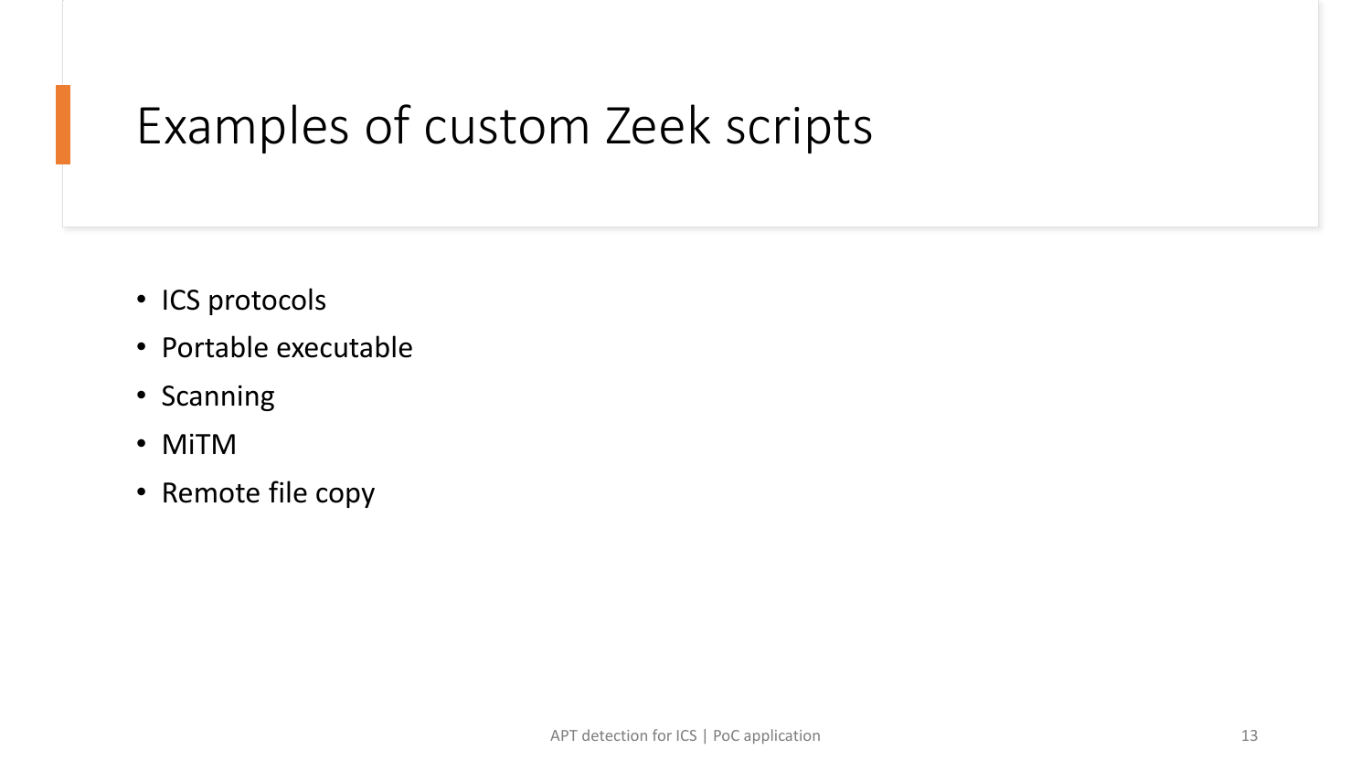# Examples of custom Zeek scripts

- ICS protocols
- Portable executable
- Scanning
- MiTM
- Remote file copy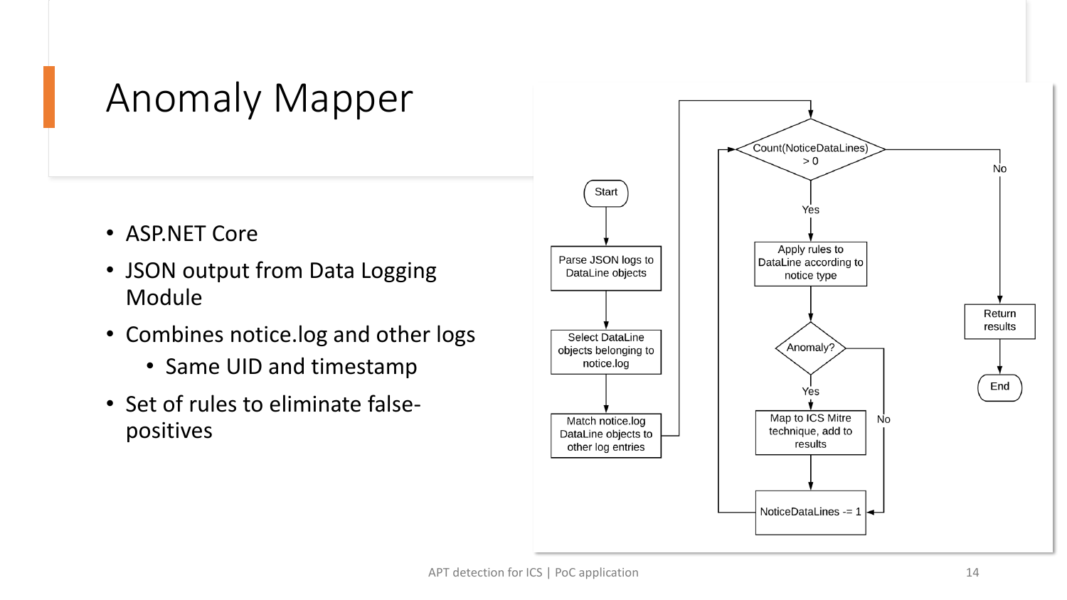# Anomaly Mapper

- ASP.NET Core
- JSON output from Data Logging Module
- Combines notice.log and other logs
  - Same UID and timestamp
- Set of rules to eliminate false-positives

Start

Parse JSON logs to DataLine objects

Select DataLine objects belonging to notice.log

Match notice.log DataLine objects to other log entries

Count(NoticeDataLines) > 0

Yes

Apply rules to DataLine according to notice type

Anomaly?

Yes

Map to ICS Mitre technique, add to results

No

NoticeDataLines -= 1

No

Return results

End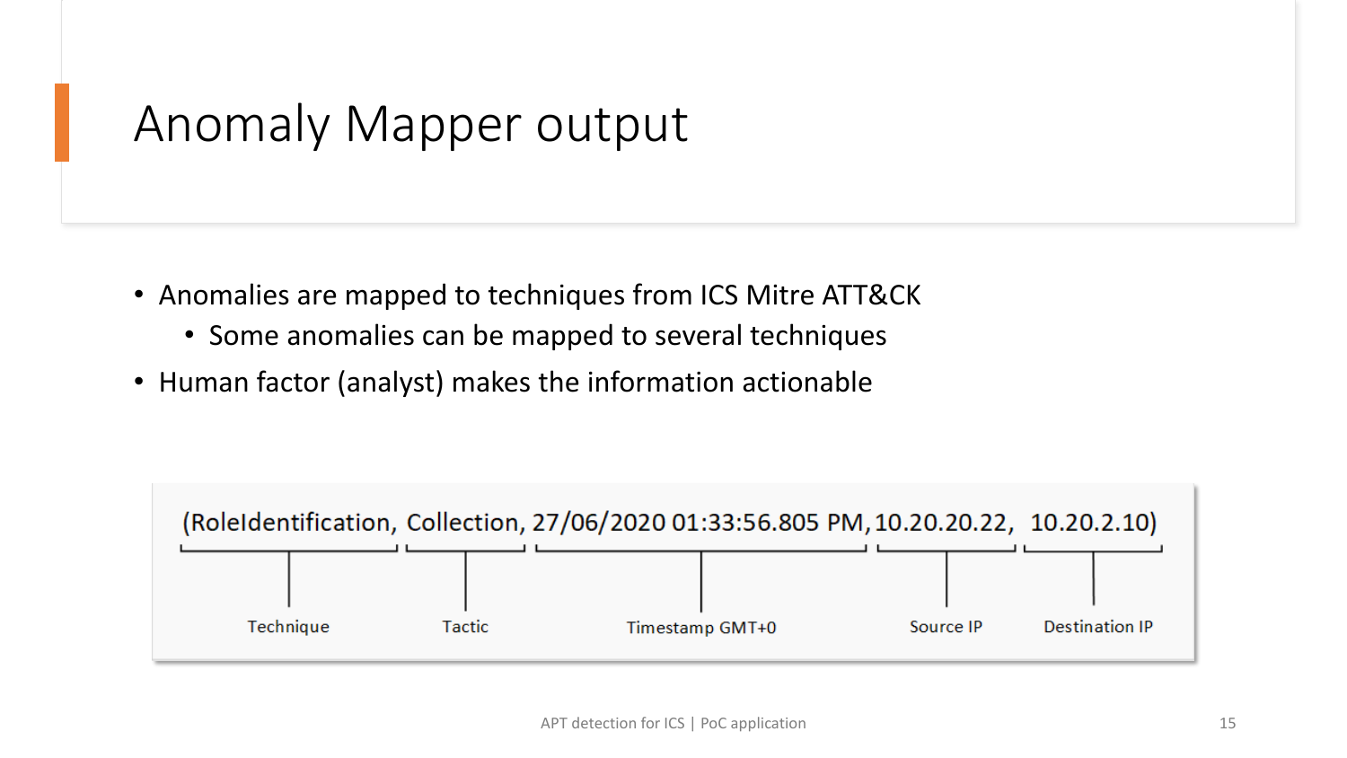# Anomaly Mapper output

- Anomalies are mapped to techniques from ICS Mitre ATT&CK
  - Some anomalies can be mapped to several techniques
- Human factor (analyst) makes the information actionable

(RoleIdentification, Collection, 27/06/2020 01:33:56.805 PM, 10.20.20.22, 10.20.2.10)

| RoleIdentification | Collection | 27/06/2020 01:33:56.805 PM | 10.20.20.22 | 10.20.2.10 |
| --- | --- | --- | --- | --- |
| Technique | Tactic | Timestamp GMT+0 | Source IP | Destination IP |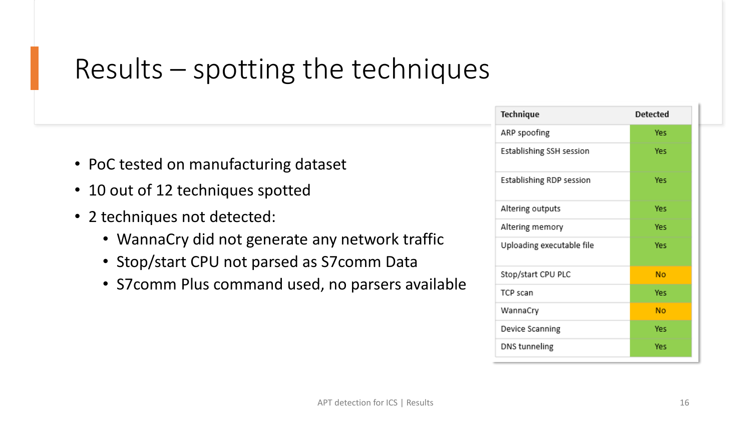# Results – spotting the techniques

- PoC tested on manufacturing dataset
- 10 out of 12 techniques spotted
- 2 techniques not detected:
  - WannaCry did not generate any network traffic
  - Stop/start CPU not parsed as S7comm Data
  - S7comm Plus command used, no parsers available

| Technique | Detected |
| --- | --- |
| ARP spoofing | Yes |
| Establishing SSH session | Yes |
| Establishing RDP session | Yes |
| Altering outputs | Yes |
| Altering memory | Yes |
| Uploading executable file | Yes |
| Stop/start CPU PLC | No |
| TCP scan | Yes |
| WannaCry | No |
| Device Scanning | Yes |
| DNS tunneling | Yes |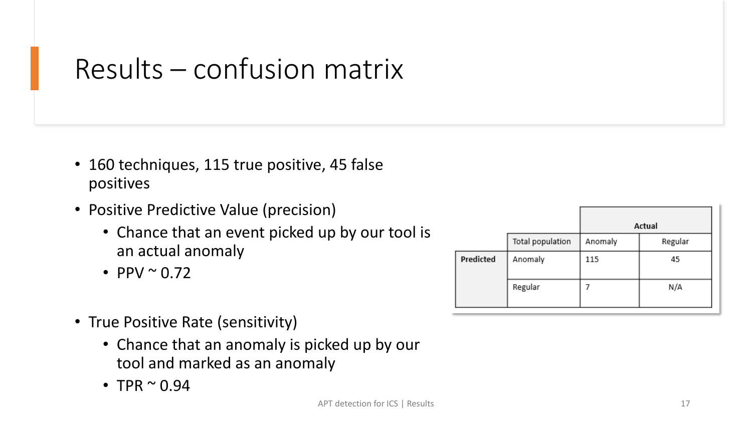# Results – confusion matrix

- 160 techniques, 115 true positive, 45 false positives
- Positive Predictive Value (precision)
  - Chance that an event picked up by our tool is an actual anomaly
  - PPV ~ 0.72
- True Positive Rate (sensitivity)
  - Chance that an anomaly is picked up by our tool and marked as an anomaly
  - TPR ~ 0.94

| | | Actual | |
|---|---|---|---|
| | Total population | Anomaly | Regular |
| **Predicted** | Anomaly | 115 | 45 |
| | Regular | 7 | N/A |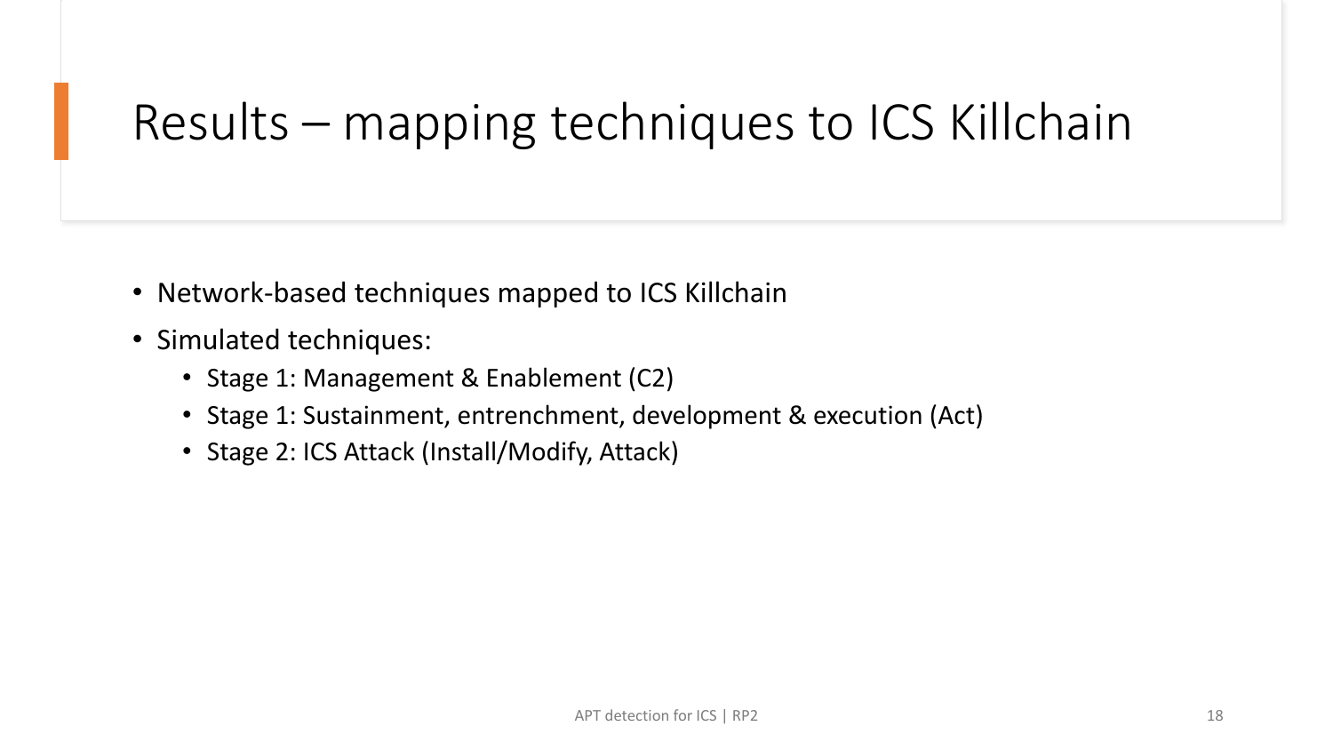# Results – mapping techniques to ICS Killchain

- Network-based techniques mapped to ICS Killchain
- Simulated techniques:
  - Stage 1: Management & Enablement (C2)
  - Stage 1: Sustainment, entrenchment, development & execution (Act)
  - Stage 2: ICS Attack (Install/Modify, Attack)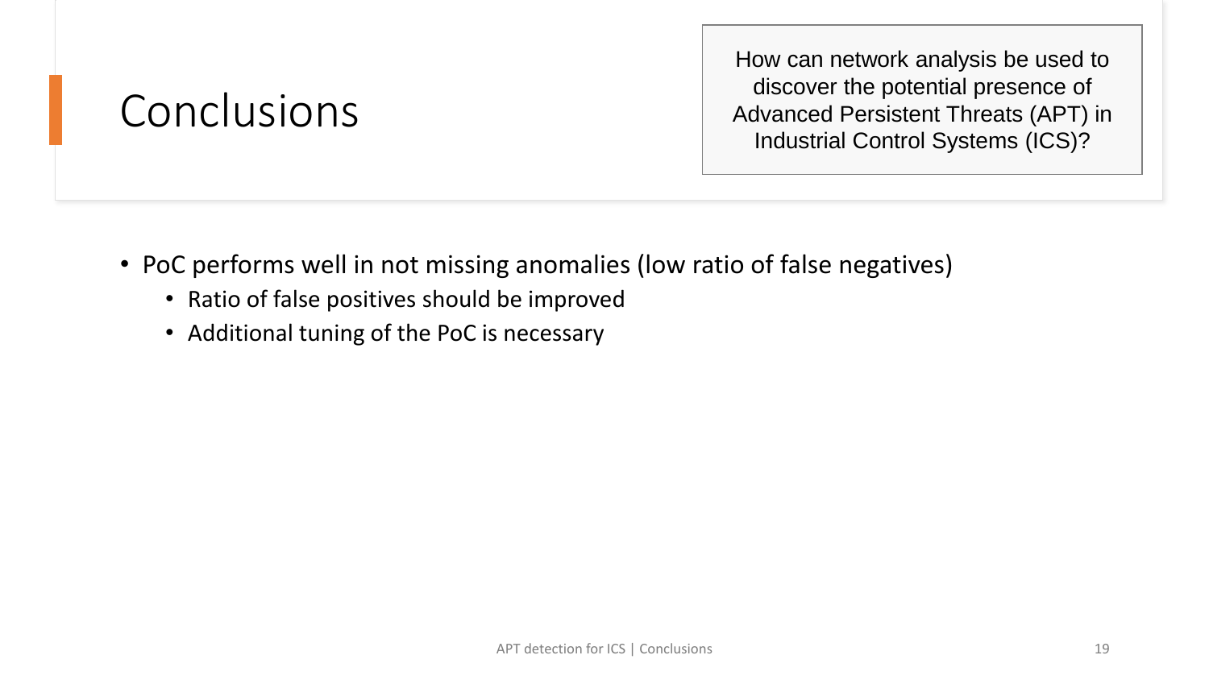# Conclusions

How can network analysis be used to discover the potential presence of Advanced Persistent Threats (APT) in Industrial Control Systems (ICS)?

- PoC performs well in not missing anomalies (low ratio of false negatives)
  - Ratio of false positives should be improved
  - Additional tuning of the PoC is necessary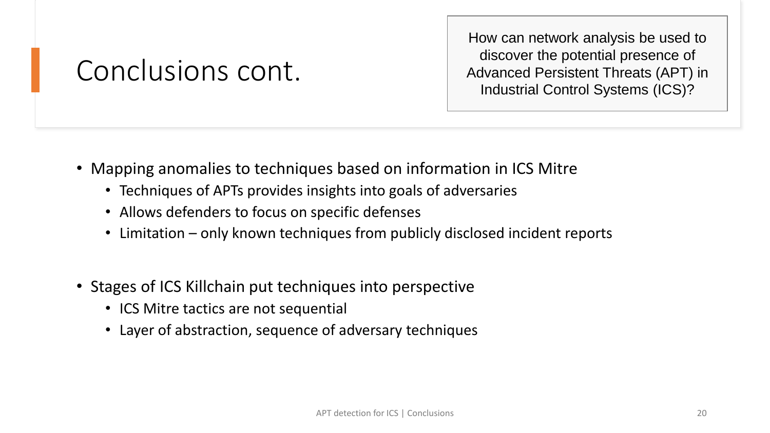# Conclusions cont.

How can network analysis be used to discover the potential presence of Advanced Persistent Threats (APT) in Industrial Control Systems (ICS)?

- Mapping anomalies to techniques based on information in ICS Mitre
  - Techniques of APTs provides insights into goals of adversaries
  - Allows defenders to focus on specific defenses
  - Limitation – only known techniques from publicly disclosed incident reports

- Stages of ICS Killchain put techniques into perspective
  - ICS Mitre tactics are not sequential
  - Layer of abstraction, sequence of adversary techniques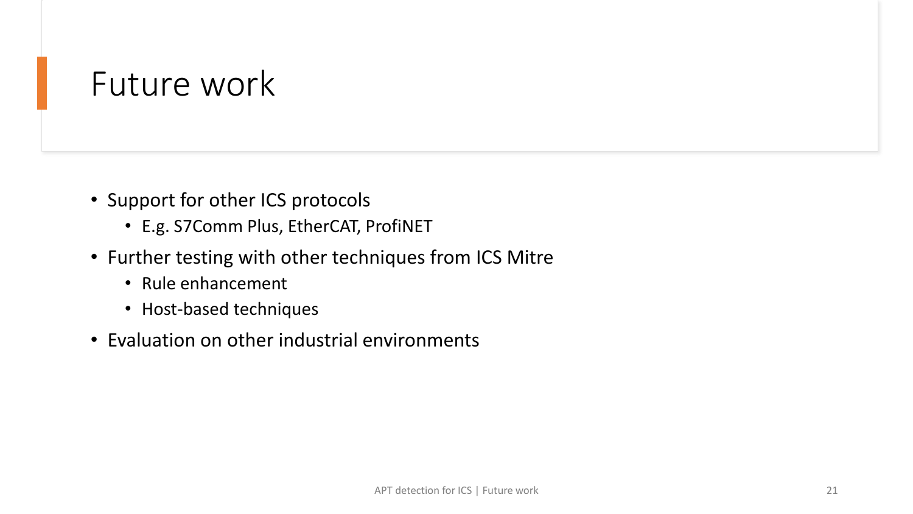# Future work

- Support for other ICS protocols
  - E.g. S7Comm Plus, EtherCAT, ProfiNET
- Further testing with other techniques from ICS Mitre
  - Rule enhancement
  - Host-based techniques
- Evaluation on other industrial environments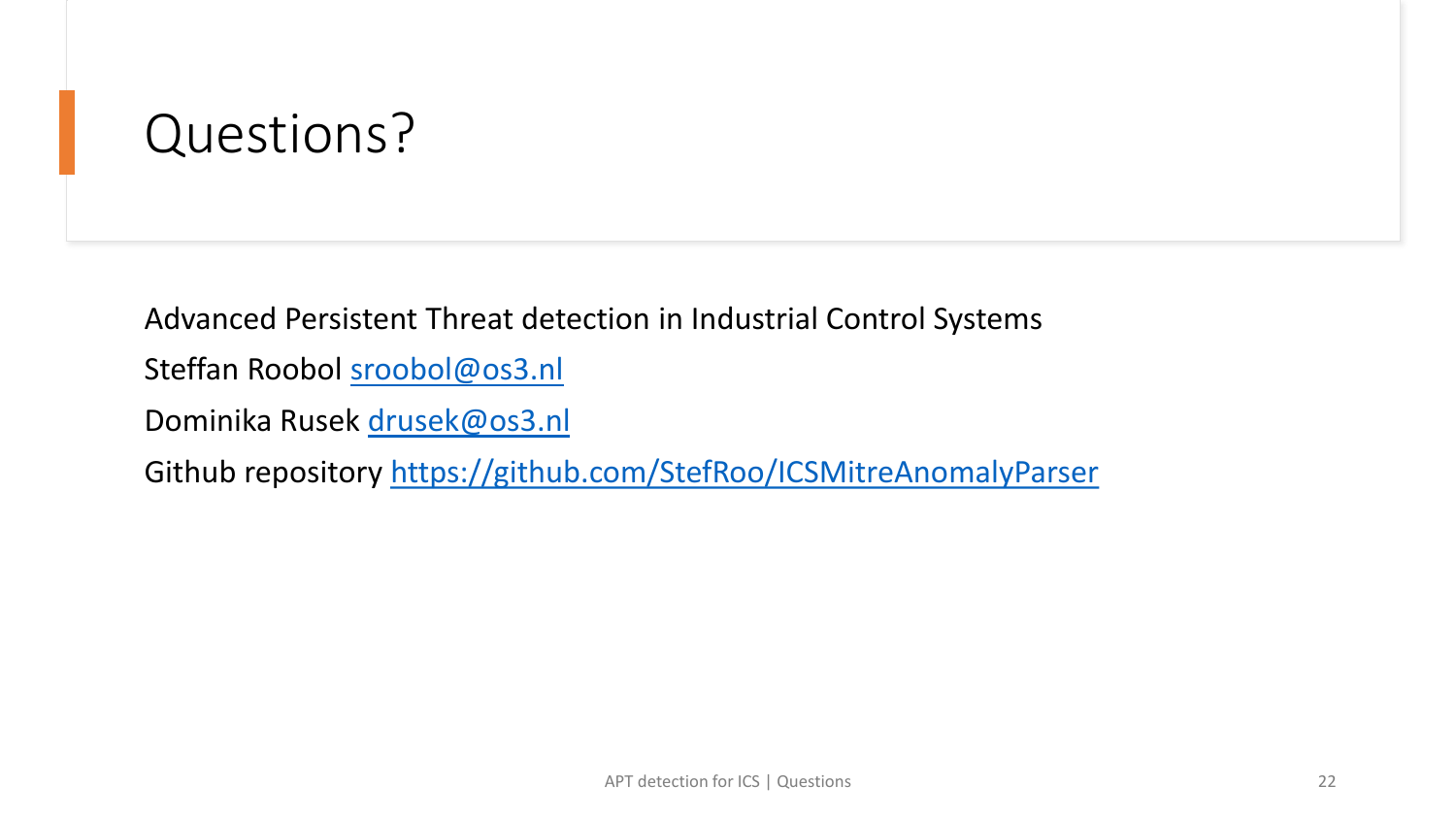# Questions?

Advanced Persistent Threat detection in Industrial Control Systems

Steffan Roobol [sroobol@os3.nl](mailto:sroobol@os3.nl)

Dominika Rusek [drusek@os3.nl](mailto:drusek@os3.nl)

Github repository [https://github.com/StefRoo/ICSMitreAnomalyParser](https://github.com/StefRoo/ICSMitreAnomalyParser)